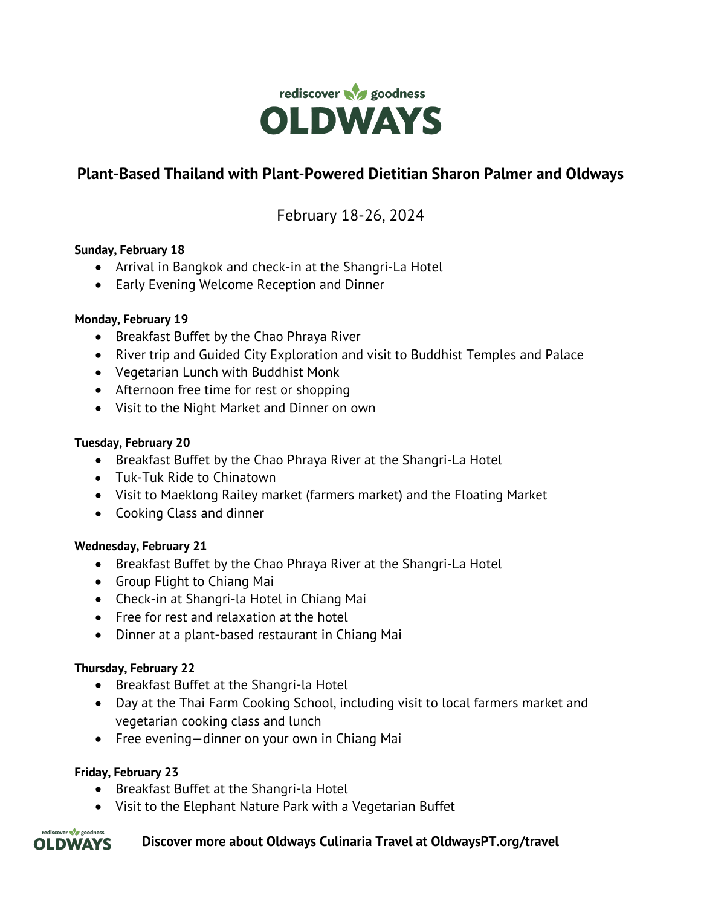rediscover goodness

# OLDWAYS

## Plant-Based Thailand with Plant-Powered Dietitian Sharon Palmer and Oldways

February 18-26, 2024

**Sunday, February 18**

- Arrival in Bangkok and check-in at the Shangri-La Hotel
- Early Evening Welcome Reception and Dinner

**Monday, February 19**

- Breakfast Buffet by the Chao Phraya River
- River trip and Guided City Exploration and visit to Buddhist Temples and Palace
- Vegetarian Lunch with Buddhist Monk
- Afternoon free time for rest or shopping
- Visit to the Night Market and Dinner on own

**Tuesday, February 20**

- Breakfast Buffet by the Chao Phraya River at the Shangri-La Hotel
- Tuk-Tuk Ride to Chinatown
- Visit to Maeklong Railey market (farmers market) and the Floating Market
- Cooking Class and dinner

**Wednesday, February 21**

- Breakfast Buffet by the Chao Phraya River at the Shangri-La Hotel
- Group Flight to Chiang Mai
- Check-in at Shangri-la Hotel in Chiang Mai
- Free for rest and relaxation at the hotel
- Dinner at a plant-based restaurant in Chiang Mai

**Thursday, February 22**

- Breakfast Buffet at the Shangri-la Hotel
- Day at the Thai Farm Cooking School, including visit to local farmers market and vegetarian cooking class and lunch
- Free evening—dinner on your own in Chiang Mai

**Friday, February 23**

- Breakfast Buffet at the Shangri-la Hotel
- Visit to the Elephant Nature Park with a Vegetarian Buffet

**Discover more about Oldways Culinaria Travel at OldwaysPT.org/travel**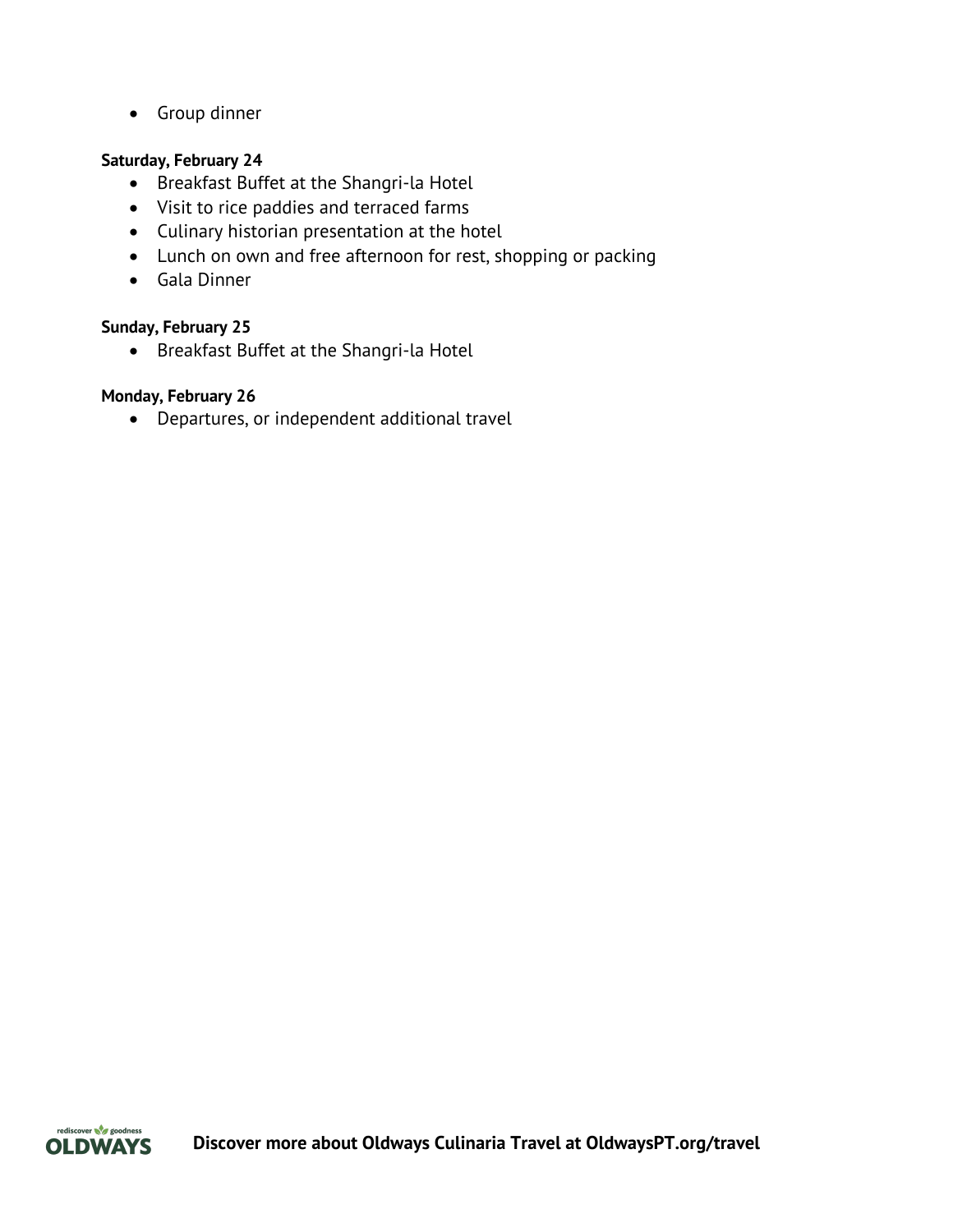- Group dinner

**Saturday, February 24**

- Breakfast Buffet at the Shangri-la Hotel
- Visit to rice paddies and terraced farms
- Culinary historian presentation at the hotel
- Lunch on own and free afternoon for rest, shopping or packing
- Gala Dinner

**Sunday, February 25**

- Breakfast Buffet at the Shangri-la Hotel

**Monday, February 26**

- Departures, or independent additional travel

**Discover more about Oldways Culinaria Travel at OldwaysPT.org/travel**